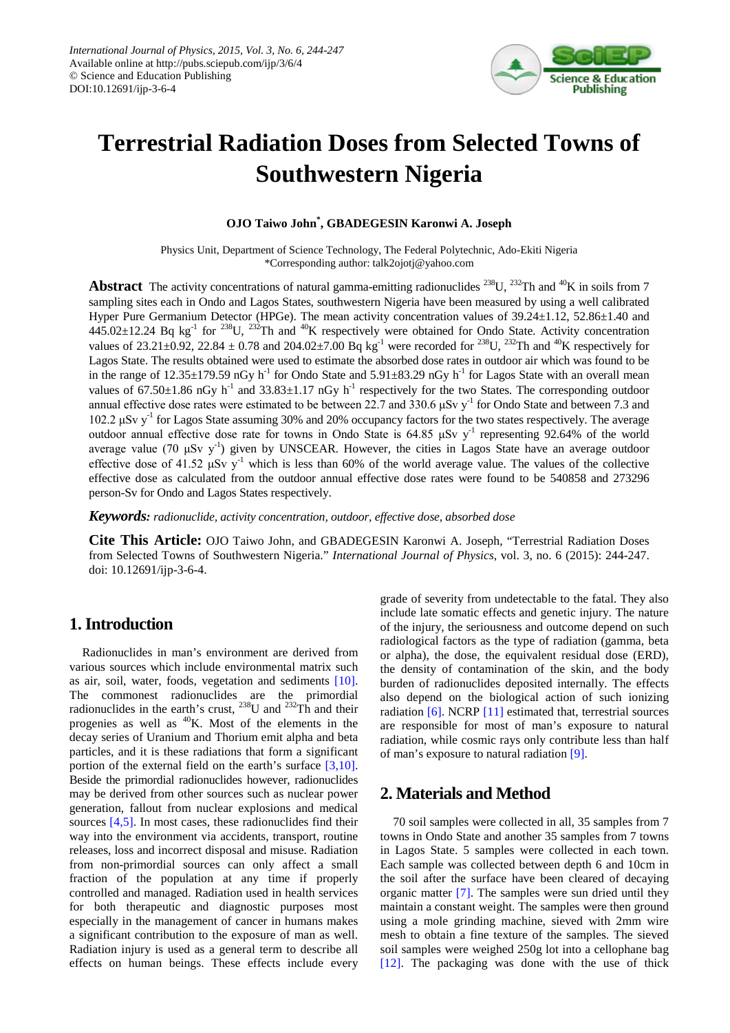# Terrestrial Radiation Doses from Selected Towns of Southwestern Nigeria

**OJO Taiwo John*, GBADEGESIN Karonwi A. Joseph**

Physics Unit, Department of Science Technology, The Federal Polytechnic, Ado-Ekiti Nigeria
*Corresponding author: talk2ojotj@yahoo.com

**Abstract** The activity concentrations of natural gamma-emitting radionuclides $^{238}$U, $^{232}$Th and $^{40}$K in soils from 7 sampling sites each in Ondo and Lagos States, southwestern Nigeria have been measured by using a well calibrated Hyper Pure Germanium Detector (HPGe). The mean activity concentration values of 39.24±1.12, 52.86±1.40 and 445.02±12.24 Bq kg$^{-1}$ for $^{238}$U, $^{232}$Th and $^{40}$K respectively were obtained for Ondo State. Activity concentration values of 23.21±0.92, 22.84 ± 0.78 and 204.02±7.00 Bq kg$^{-1}$ were recorded for $^{238}$U, $^{232}$Th and $^{40}$K respectively for Lagos State. The results obtained were used to estimate the absorbed dose rates in outdoor air which was found to be in the range of 12.35±179.59 nGy h$^{-1}$ for Ondo State and 5.91±83.29 nGy h$^{-1}$ for Lagos State with an overall mean values of 67.50±1.86 nGy h$^{-1}$ and 33.83±1.17 nGy h$^{-1}$ respectively for the two States. The corresponding outdoor annual effective dose rates were estimated to be between 22.7 and 330.6 µSv y$^{-1}$ for Ondo State and between 7.3 and 102.2 µSv y$^{-1}$ for Lagos State assuming 30% and 20% occupancy factors for the two states respectively. The average outdoor annual effective dose rate for towns in Ondo State is 64.85 µSv y$^{-1}$ representing 92.64% of the world average value (70 µSv y$^{-1}$) given by UNSCEAR. However, the cities in Lagos State have an average outdoor effective dose of 41.52 µSv y$^{-1}$ which is less than 60% of the world average value. The values of the collective effective dose as calculated from the outdoor annual effective dose rates were found to be 540858 and 273296 person-Sv for Ondo and Lagos States respectively.

***Keywords:*** *radionuclide, activity concentration, outdoor, effective dose, absorbed dose*

**Cite This Article:** OJO Taiwo John, and GBADEGESIN Karonwi A. Joseph, "Terrestrial Radiation Doses from Selected Towns of Southwestern Nigeria." *International Journal of Physics*, vol. 3, no. 6 (2015): 244-247. doi: 10.12691/ijp-3-6-4.

## 1. Introduction

Radionuclides in man's environment are derived from various sources which include environmental matrix such as air, soil, water, foods, vegetation and sediments [10]. The commonest radionuclides are the primordial radionuclides in the earth's crust, $^{238}$U and $^{232}$Th and their progenies as well as $^{40}$K. Most of the elements in the decay series of Uranium and Thorium emit alpha and beta particles, and it is these radiations that form a significant portion of the external field on the earth's surface [3,10]. Beside the primordial radionuclides however, radionuclides may be derived from other sources such as nuclear power generation, fallout from nuclear explosions and medical sources [4,5]. In most cases, these radionuclides find their way into the environment via accidents, transport, routine releases, loss and incorrect disposal and misuse. Radiation from non-primordial sources can only affect a small fraction of the population at any time if properly controlled and managed. Radiation used in health services for both therapeutic and diagnostic purposes most especially in the management of cancer in humans makes a significant contribution to the exposure of man as well. Radiation injury is used as a general term to describe all effects on human beings. These effects include every grade of severity from undetectable to the fatal. They also include late somatic effects and genetic injury. The nature of the injury, the seriousness and outcome depend on such radiological factors as the type of radiation (gamma, beta or alpha), the dose, the equivalent residual dose (ERD), the density of contamination of the skin, and the body burden of radionuclides deposited internally. The effects also depend on the biological action of such ionizing radiation [6]. NCRP [11] estimated that, terrestrial sources are responsible for most of man's exposure to natural radiation, while cosmic rays only contribute less than half of man's exposure to natural radiation [9].

## 2. Materials and Method

70 soil samples were collected in all, 35 samples from 7 towns in Ondo State and another 35 samples from 7 towns in Lagos State. 5 samples were collected in each town. Each sample was collected between depth 6 and 10cm in the soil after the surface have been cleared of decaying organic matter [7]. The samples were sun dried until they maintain a constant weight. The samples were then ground using a mole grinding machine, sieved with 2mm wire mesh to obtain a fine texture of the samples. The sieved soil samples were weighed 250g lot into a cellophane bag [12]. The packaging was done with the use of thick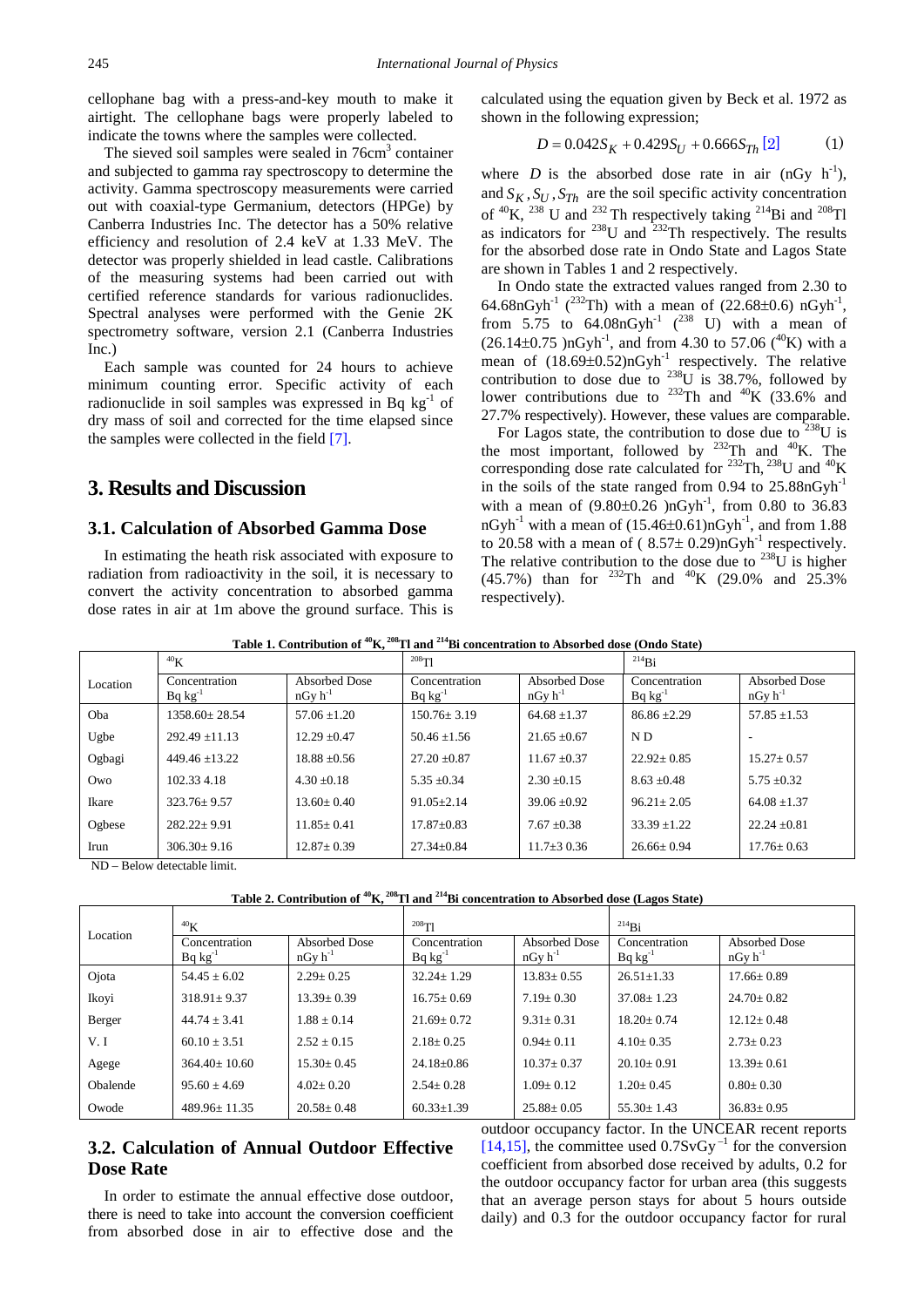cellophane bag with a press-and-key mouth to make it airtight. The cellophane bags were properly labeled to indicate the towns where the samples were collected.

The sieved soil samples were sealed in 76cm$^3$ container and subjected to gamma ray spectroscopy to determine the activity. Gamma spectroscopy measurements were carried out with coaxial-type Germanium, detectors (HPGe) by Canberra Industries Inc. The detector has a 50% relative efficiency and resolution of 2.4 keV at 1.33 MeV. The detector was properly shielded in lead castle. Calibrations of the measuring systems had been carried out with certified reference standards for various radionuclides. Spectral analyses were performed with the Genie 2K spectrometry software, version 2.1 (Canberra Industries Inc.)

Each sample was counted for 24 hours to achieve minimum counting error. Specific activity of each radionuclide in soil samples was expressed in Bq kg$^{-1}$ of dry mass of soil and corrected for the time elapsed since the samples were collected in the field [7].

## 3. Results and Discussion

### 3.1. Calculation of Absorbed Gamma Dose

In estimating the heath risk associated with exposure to radiation from radioactivity in the soil, it is necessary to convert the activity concentration to absorbed gamma dose rates in air at 1m above the ground surface. This is calculated using the equation given by Beck et al. 1972 as shown in the following expression;

$$D = 0.042S_K + 0.429S_U + 0.666S_{Th} \text{ [2]} \qquad (1)$$

where $D$ is the absorbed dose rate in air (nGy h$^{-1}$), and $S_K, S_U, S_{Th}$ are the soil specific activity concentration of $^{40}$K, $^{238}$ U and $^{232}$ Th respectively taking $^{214}$Bi and $^{208}$Tl as indicators for $^{238}$U and $^{232}$Th respectively. The results for the absorbed dose rate in Ondo State and Lagos State are shown in Tables 1 and 2 respectively.

In Ondo state the extracted values ranged from 2.30 to 64.68nGyh$^{-1}$ ($^{232}$Th) with a mean of (22.68±0.6) nGyh$^{-1}$, from 5.75 to 64.08nGyh$^{-1}$ ($^{238}$ U) with a mean of (26.14±0.75 )nGyh$^{-1}$, and from 4.30 to 57.06 ($^{40}$K) with a mean of (18.69±0.52)nGyh$^{-1}$ respectively. The relative contribution to dose due to $^{238}$U is 38.7%, followed by lower contributions due to $^{232}$Th and $^{40}$K (33.6% and 27.7% respectively). However, these values are comparable.

For Lagos state, the contribution to dose due to $^{238}$U is the most important, followed by $^{232}$Th and $^{40}$K. The corresponding dose rate calculated for $^{232}$Th, $^{238}$U and $^{40}$K in the soils of the state ranged from 0.94 to 25.88nGyh$^{-1}$ with a mean of (9.80±0.26 )nGyh$^{-1}$, from 0.80 to 36.83 nGyh$^{-1}$ with a mean of (15.46±0.61)nGyh$^{-1}$, and from 1.88 to 20.58 with a mean of ( 8.57± 0.29)nGyh$^{-1}$ respectively. The relative contribution to the dose due to $^{238}$U is higher (45.7%) than for $^{232}$Th and $^{40}$K (29.0% and 25.3% respectively).

**Table 1. Contribution of $^{40}$K, $^{208}$Tl and $^{214}$Bi concentration to Absorbed dose (Ondo State)**

| Location | $^{40}$K | | $^{208}$Tl | | $^{214}$Bi | |
|---|---|---|---|---|---|---|
| | Concentration Bq kg$^{-1}$ | Absorbed Dose nGy h$^{-1}$ | Concentration Bq kg$^{-1}$ | Absorbed Dose nGy h$^{-1}$ | Concentration Bq kg$^{-1}$ | Absorbed Dose nGy h$^{-1}$ |
| Oba | 1358.60± 28.54 | 57.06 ±1.20 | 150.76± 3.19 | 64.68 ±1.37 | 86.86 ±2.29 | 57.85 ±1.53 |
| Ugbe | 292.49 ±11.13 | 12.29 ±0.47 | 50.46 ±1.56 | 21.65 ±0.67 | N D | - |
| Ogbagi | 449.46 ±13.22 | 18.88 ±0.56 | 27.20 ±0.87 | 11.67 ±0.37 | 22.92± 0.85 | 15.27± 0.57 |
| Owo | 102.33 4.18 | 4.30 ±0.18 | 5.35 ±0.34 | 2.30 ±0.15 | 8.63 ±0.48 | 5.75 ±0.32 |
| Ikare | 323.76± 9.57 | 13.60± 0.40 | 91.05±2.14 | 39.06 ±0.92 | 96.21± 2.05 | 64.08 ±1.37 |
| Ogbese | 282.22± 9.91 | 11.85± 0.41 | 17.87±0.83 | 7.67 ±0.38 | 33.39 ±1.22 | 22.24 ±0.81 |
| Irun | 306.30± 9.16 | 12.87± 0.39 | 27.34±0.84 | 11.7±3 0.36 | 26.66± 0.94 | 17.76± 0.63 |

ND – Below detectable limit.

**Table 2. Contribution of $^{40}$K, $^{208}$Tl and $^{214}$Bi concentration to Absorbed dose (Lagos State)**

| Location | $^{40}$K | | $^{208}$Tl | | $^{214}$Bi | |
|---|---|---|---|---|---|---|
| | Concentration Bq kg$^{-1}$ | Absorbed Dose nGy h$^{-1}$ | Concentration Bq kg$^{-1}$ | Absorbed Dose nGy h$^{-1}$ | Concentration Bq kg$^{-1}$ | Absorbed Dose nGy h$^{-1}$ |
| Ojota | 54.45 ± 6.02 | 2.29± 0.25 | 32.24± 1.29 | 13.83± 0.55 | 26.51±1.33 | 17.66± 0.89 |
| Ikoyi | 318.91± 9.37 | 13.39± 0.39 | 16.75± 0.69 | 7.19± 0.30 | 37.08± 1.23 | 24.70± 0.82 |
| Berger | 44.74 ± 3.41 | 1.88 ± 0.14 | 21.69± 0.72 | 9.31± 0.31 | 18.20± 0.74 | 12.12± 0.48 |
| V. I | 60.10 ± 3.51 | 2.52 ± 0.15 | 2.18± 0.25 | 0.94± 0.11 | 4.10± 0.35 | 2.73± 0.23 |
| Agege | 364.40± 10.60 | 15.30± 0.45 | 24.18±0.86 | 10.37± 0.37 | 20.10± 0.91 | 13.39± 0.61 |
| Obalende | 95.60 ± 4.69 | 4.02± 0.20 | 2.54± 0.28 | 1.09± 0.12 | 1.20± 0.45 | 0.80± 0.30 |
| Owode | 489.96± 11.35 | 20.58± 0.48 | 60.33±1.39 | 25.88± 0.05 | 55.30± 1.43 | 36.83± 0.95 |

### 3.2. Calculation of Annual Outdoor Effective Dose Rate

In order to estimate the annual effective dose outdoor, there is need to take into account the conversion coefficient from absorbed dose in air to effective dose and the outdoor occupancy factor. In the UNCEAR recent reports [14,15], the committee used 0.7SvGy$^{-1}$ for the conversion coefficient from absorbed dose received by adults, 0.2 for the outdoor occupancy factor for urban area (this suggests that an average person stays for about 5 hours outside daily) and 0.3 for the outdoor occupancy factor for rural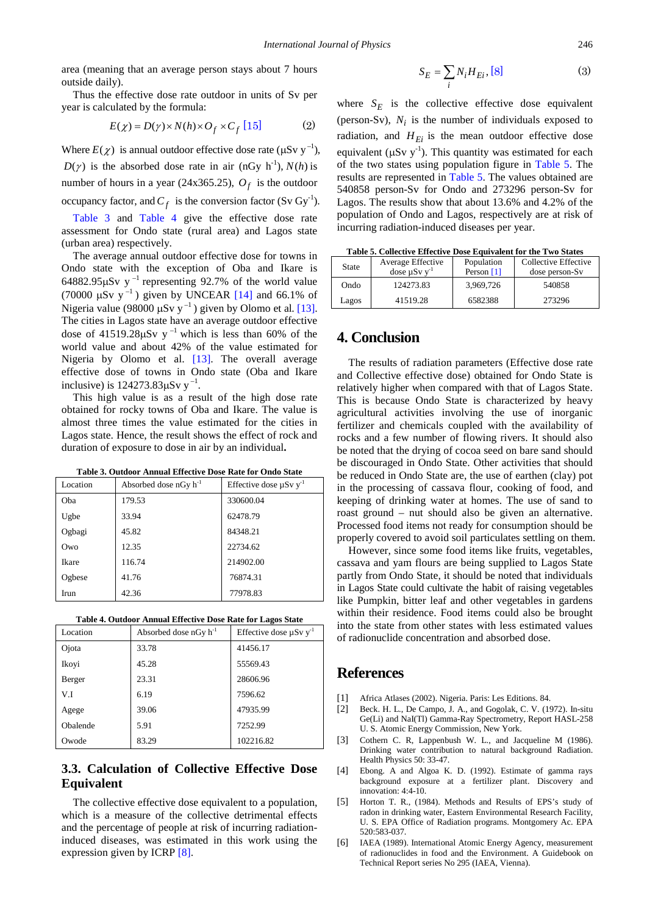area (meaning that an average person stays about 7 hours outside daily).

Thus the effective dose rate outdoor in units of Sv per year is calculated by the formula:

$$E(\chi) = D(\gamma) \times N(h) \times O_f \times C_f \text{ [15]} \quad (2)$$

Where $E(\chi)$ is annual outdoor effective dose rate (μSv $y^{-1}$), $D(\gamma)$ is the absorbed dose rate in air (nGy $h^{-1}$), $N(h)$ is number of hours in a year (24x365.25), $O_f$ is the outdoor occupancy factor, and $C_f$ is the conversion factor (Sv $Gy^{-1}$).

Table 3 and Table 4 give the effective dose rate assessment for Ondo state (rural area) and Lagos state (urban area) respectively.

The average annual outdoor effective dose for towns in Ondo state with the exception of Oba and Ikare is 64882.95μSv $y^{-1}$ representing 92.7% of the world value (70000 μSv $y^{-1}$) given by UNCEAR [14] and 66.1% of Nigeria value (98000 μSv $y^{-1}$) given by Olomo et al. [13]. The cities in Lagos state have an average outdoor effective dose of 41519.28μSv $y^{-1}$ which is less than 60% of the world value and about 42% of the value estimated for Nigeria by Olomo et al. [13]. The overall average effective dose of towns in Ondo state (Oba and Ikare inclusive) is 124273.83μSv $y^{-1}$.

This high value is as a result of the high dose rate obtained for rocky towns of Oba and Ikare. The value is almost three times the value estimated for the cities in Lagos state. Hence, the result shows the effect of rock and duration of exposure to dose in air by an individual**.**

**Table 3. Outdoor Annual Effective Dose Rate for Ondo State**

| Location | Absorbed dose nGy $h^{-1}$ | Effective dose μSv $y^{-1}$ |
|---|---|---|
| Oba | 179.53 | 330600.04 |
| Ugbe | 33.94 | 62478.79 |
| Ogbagi | 45.82 | 84348.21 |
| Owo | 12.35 | 22734.62 |
| Ikare | 116.74 | 214902.00 |
| Ogbese | 41.76 | 76874.31 |
| Irun | 42.36 | 77978.83 |

**Table 4. Outdoor Annual Effective Dose Rate for Lagos State**

| Location | Absorbed dose nGy $h^{-1}$ | Effective dose μSv $y^{-1}$ |
|---|---|---|
| Ojota | 33.78 | 41456.17 |
| Ikoyi | 45.28 | 55569.43 |
| Berger | 23.31 | 28606.96 |
| V.I | 6.19 | 7596.62 |
| Agege | 39.06 | 47935.99 |
| Obalende | 5.91 | 7252.99 |
| Owode | 83.29 | 102216.82 |

### 3.3. Calculation of Collective Effective Dose Equivalent

The collective effective dose equivalent to a population, which is a measure of the collective detrimental effects and the percentage of people at risk of incurring radiation-induced diseases, was estimated in this work using the expression given by ICRP [8].

$$S_E = \sum_i N_i H_{Ei}, \text{[8]} \quad (3)$$

where $S_E$ is the collective effective dose equivalent (person-Sv), $N_i$ is the number of individuals exposed to radiation, and $H_{Ei}$ is the mean outdoor effective dose equivalent (μSv $y^{-1}$). This quantity was estimated for each of the two states using population figure in Table 5. The results are represented in Table 5. The values obtained are 540858 person-Sv for Ondo and 273296 person-Sv for Lagos. The results show that about 13.6% and 4.2% of the population of Ondo and Lagos, respectively are at risk of incurring radiation-induced diseases per year.

**Table 5. Collective Effective Dose Equivalent for the Two States**

| State | Average Effective dose μSv $y^{-1}$ | Population Person [1] | Collective Effective dose person-Sv |
|---|---|---|---|
| Ondo | 124273.83 | 3,969,726 | 540858 |
| Lagos | 41519.28 | 6582388 | 273296 |

## 4. Conclusion

The results of radiation parameters (Effective dose rate and Collective effective dose) obtained for Ondo State is relatively higher when compared with that of Lagos State. This is because Ondo State is characterized by heavy agricultural activities involving the use of inorganic fertilizer and chemicals coupled with the availability of rocks and a few number of flowing rivers. It should also be noted that the drying of cocoa seed on bare sand should be discouraged in Ondo State. Other activities that should be reduced in Ondo State are, the use of earthen (clay) pot in the processing of cassava flour, cooking of food, and keeping of drinking water at homes. The use of sand to roast ground – nut should also be given an alternative. Processed food items not ready for consumption should be properly covered to avoid soil particulates settling on them.

However, since some food items like fruits, vegetables, cassava and yam flours are being supplied to Lagos State partly from Ondo State, it should be noted that individuals in Lagos State could cultivate the habit of raising vegetables like Pumpkin, bitter leaf and other vegetables in gardens within their residence. Food items could also be brought into the state from other states with less estimated values of radionuclide concentration and absorbed dose.

## References

[1] Africa Atlases (2002). Nigeria. Paris: Les Editions. 84.

[2] Beck. H. L., De Campo, J. A., and Gogolak, C. V. (1972). In-situ Ge(Li) and NaI(Tl) Gamma-Ray Spectrometry, Report HASL-258 U. S. Atomic Energy Commission, New York.

[3] Cothern C. R, Lappenbush W. L., and Jacqueline M (1986). Drinking water contribution to natural background Radiation. Health Physics 50: 33-47.

[4] Ebong. A and Algoa K. D. (1992). Estimate of gamma rays background exposure at a fertilizer plant. Discovery and innovation: 4:4-10.

[5] Horton T. R., (1984). Methods and Results of EPS's study of radon in drinking water, Eastern Environmental Research Facility, U. S. EPA Office of Radiation programs. Montgomery Ac. EPA 520:583-037.

[6] IAEA (1989). International Atomic Energy Agency, measurement of radionuclides in food and the Environment. A Guidebook on Technical Report series No 295 (IAEA, Vienna).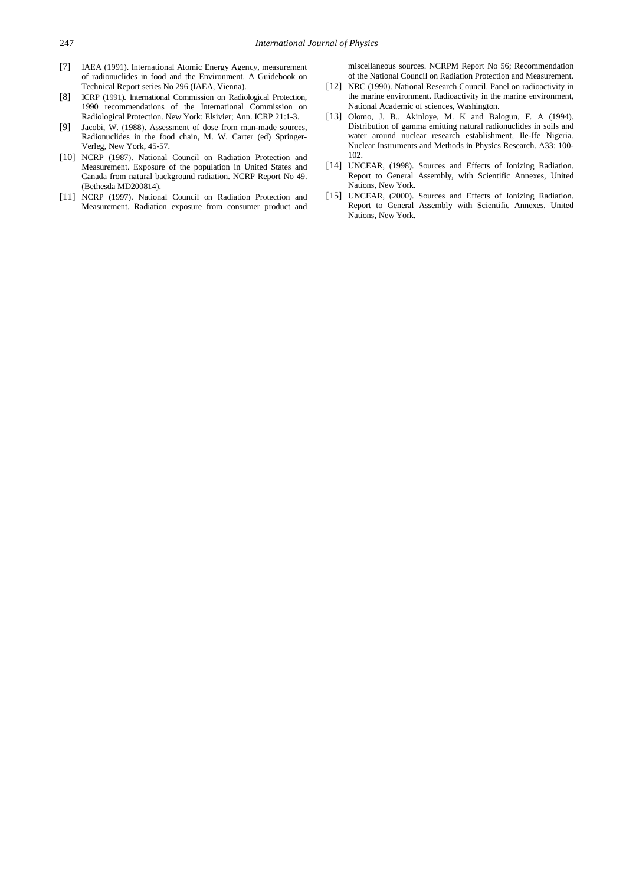[7] IAEA (1991). International Atomic Energy Agency, measurement of radionuclides in food and the Environment. A Guidebook on Technical Report series No 296 (IAEA, Vienna).

[8] ICRP (1991). International Commission on Radiological Protection, 1990 recommendations of the International Commission on Radiological Protection. New York: Elsivier; Ann. ICRP 21:1-3.

[9] Jacobi, W. (1988). Assessment of dose from man-made sources, Radionuclides in the food chain, M. W. Carter (ed) Springer-Verleg, New York, 45-57.

[10] NCRP (1987). National Council on Radiation Protection and Measurement. Exposure of the population in United States and Canada from natural background radiation. NCRP Report No 49. (Bethesda MD200814).

[11] NCRP (1997). National Council on Radiation Protection and Measurement. Radiation exposure from consumer product and miscellaneous sources. NCRPM Report No 56; Recommendation of the National Council on Radiation Protection and Measurement.

[12] NRC (1990). National Research Council. Panel on radioactivity in the marine environment. Radioactivity in the marine environment, National Academic of sciences, Washington.

[13] Olomo, J. B., Akinloye, M. K and Balogun, F. A (1994). Distribution of gamma emitting natural radionuclides in soils and water around nuclear research establishment, Ile-Ife Nigeria. Nuclear Instruments and Methods in Physics Research. A33: 100-102.

[14] UNCEAR, (1998). Sources and Effects of Ionizing Radiation. Report to General Assembly, with Scientific Annexes, United Nations, New York.

[15] UNCEAR, (2000). Sources and Effects of Ionizing Radiation. Report to General Assembly with Scientific Annexes, United Nations, New York.